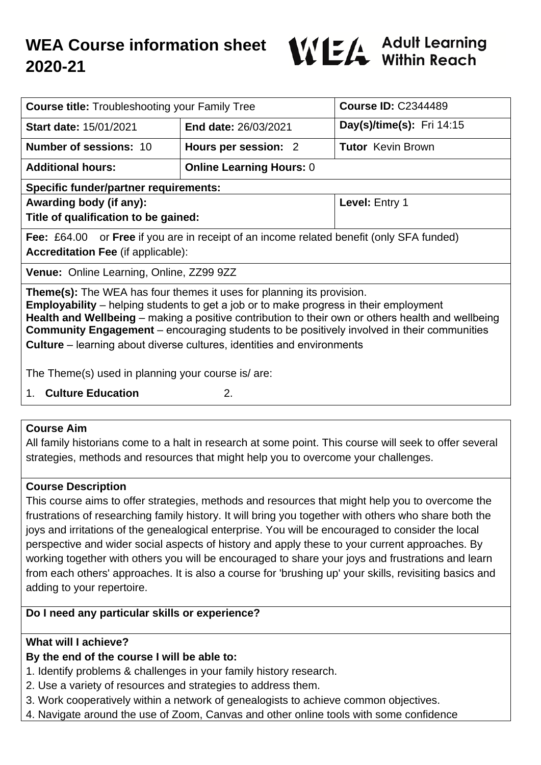# WEA Course information sheet 2020-21

WEA Adult Learning Within Reach

| **Course title:** Troubleshooting your Family Tree | | **Course ID:** C2344489 |
|---|---|---|
| **Start date:** 15/01/2021 | **End date:** 26/03/2021 | **Day(s)/time(s):** Fri 14:15 |
| **Number of sessions:** 10 | **Hours per session:** 2 | **Tutor** Kevin Brown |
| **Additional hours:** | **Online Learning Hours:** 0 | |
| **Specific funder/partner requirements:** | | |
| **Awarding body (if any):** <br> **Title of qualification to be gained:** | | **Level:** Entry 1 |
| **Fee:** £64.00 or **Free** if you are in receipt of an income related benefit (only SFA funded) <br> **Accreditation Fee** (if applicable): | | |
| **Venue:** Online Learning, Online, ZZ99 9ZZ | | |

**Theme(s):** The WEA has four themes it uses for planning its provision.
**Employability** – helping students to get a job or to make progress in their employment
**Health and Wellbeing** – making a positive contribution to their own or others health and wellbeing
**Community Engagement** – encouraging students to be positively involved in their communities
**Culture** – learning about diverse cultures, identities and environments

The Theme(s) used in planning your course is/ are:

1. **Culture Education**
2.

## Course Aim

All family historians come to a halt in research at some point. This course will seek to offer several strategies, methods and resources that might help you to overcome your challenges.

## Course Description

This course aims to offer strategies, methods and resources that might help you to overcome the frustrations of researching family history. It will bring you together with others who share both the joys and irritations of the genealogical enterprise. You will be encouraged to consider the local perspective and wider social aspects of history and apply these to your current approaches. By working together with others you will be encouraged to share your joys and frustrations and learn from each others' approaches. It is also a course for 'brushing up' your skills, revisiting basics and adding to your repertoire.

## Do I need any particular skills or experience?

## What will I achieve?

**By the end of the course I will be able to:**

1. Identify problems & challenges in your family history research.
2. Use a variety of resources and strategies to address them.
3. Work cooperatively within a network of genealogists to achieve common objectives.
4. Navigate around the use of Zoom, Canvas and other online tools with some confidence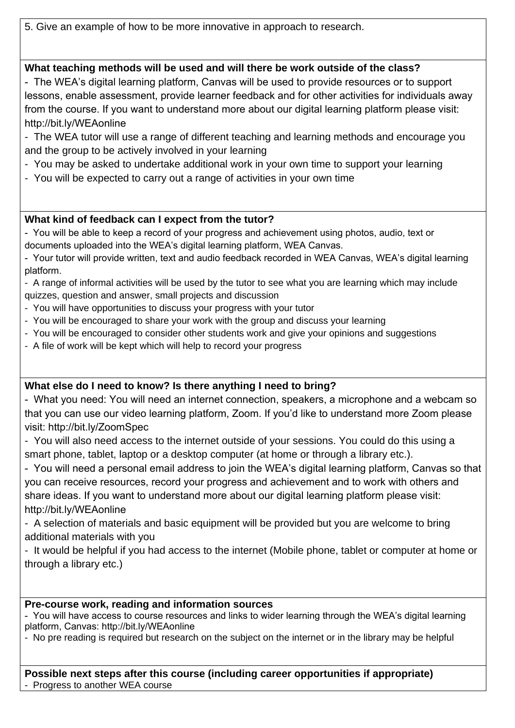5. Give an example of how to be more innovative in approach to research.

**What teaching methods will be used and will there be work outside of the class?**

- The WEA's digital learning platform, Canvas will be used to provide resources or to support lessons, enable assessment, provide learner feedback and for other activities for individuals away from the course. If you want to understand more about our digital learning platform please visit: http://bit.ly/WEAonline
- The WEA tutor will use a range of different teaching and learning methods and encourage you and the group to be actively involved in your learning
- You may be asked to undertake additional work in your own time to support your learning
- You will be expected to carry out a range of activities in your own time

**What kind of feedback can I expect from the tutor?**

- You will be able to keep a record of your progress and achievement using photos, audio, text or documents uploaded into the WEA's digital learning platform, WEA Canvas.
- Your tutor will provide written, text and audio feedback recorded in WEA Canvas, WEA's digital learning platform.
- A range of informal activities will be used by the tutor to see what you are learning which may include quizzes, question and answer, small projects and discussion
- You will have opportunities to discuss your progress with your tutor
- You will be encouraged to share your work with the group and discuss your learning
- You will be encouraged to consider other students work and give your opinions and suggestions
- A file of work will be kept which will help to record your progress

**What else do I need to know? Is there anything I need to bring?**

- What you need: You will need an internet connection, speakers, a microphone and a webcam so that you can use our video learning platform, Zoom. If you'd like to understand more Zoom please visit: http://bit.ly/ZoomSpec
- You will also need access to the internet outside of your sessions. You could do this using a smart phone, tablet, laptop or a desktop computer (at home or through a library etc.).
- You will need a personal email address to join the WEA's digital learning platform, Canvas so that you can receive resources, record your progress and achievement and to work with others and share ideas. If you want to understand more about our digital learning platform please visit: http://bit.ly/WEAonline
- A selection of materials and basic equipment will be provided but you are welcome to bring additional materials with you
- It would be helpful if you had access to the internet (Mobile phone, tablet or computer at home or through a library etc.)

**Pre-course work, reading and information sources**

- You will have access to course resources and links to wider learning through the WEA's digital learning platform, Canvas: http://bit.ly/WEAonline
- No pre reading is required but research on the subject on the internet or in the library may be helpful

**Possible next steps after this course (including career opportunities if appropriate)**

- Progress to another WEA course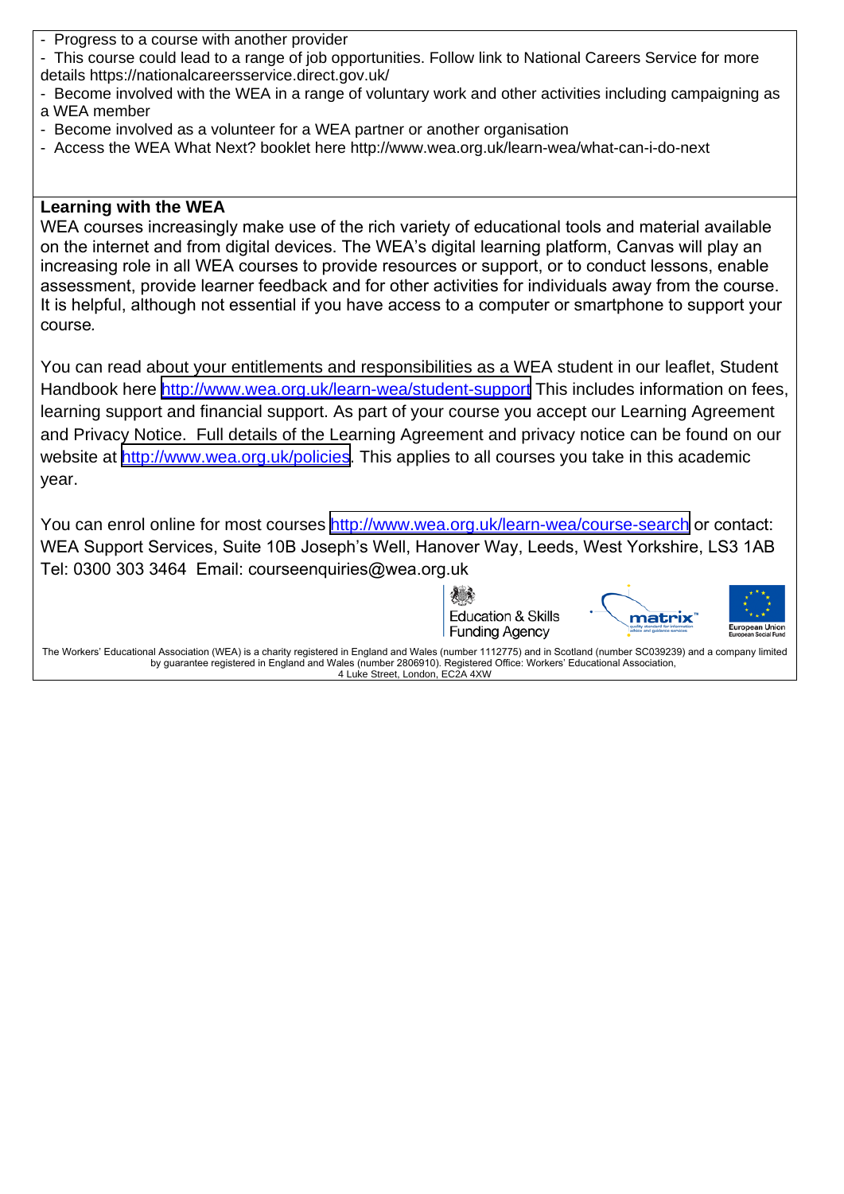- Progress to a course with another provider
- This course could lead to a range of job opportunities. Follow link to National Careers Service for more details https://nationalcareersservice.direct.gov.uk/
- Become involved with the WEA in a range of voluntary work and other activities including campaigning as a WEA member
- Become involved as a volunteer for a WEA partner or another organisation
- Access the WEA What Next? booklet here http://www.wea.org.uk/learn-wea/what-can-i-do-next

**Learning with the WEA**

WEA courses increasingly make use of the rich variety of educational tools and material available on the internet and from digital devices. The WEA's digital learning platform, Canvas will play an increasing role in all WEA courses to provide resources or support, or to conduct lessons, enable assessment, provide learner feedback and for other activities for individuals away from the course. It is helpful, although not essential if you have access to a computer or smartphone to support your course.

You can read about your entitlements and responsibilities as a WEA student in our leaflet, Student Handbook here http://www.wea.org.uk/learn-wea/student-support This includes information on fees, learning support and financial support. As part of your course you accept our Learning Agreement and Privacy Notice. Full details of the Learning Agreement and privacy notice can be found on our website at http://www.wea.org.uk/policies. This applies to all courses you take in this academic year.

You can enrol online for most courses http://www.wea.org.uk/learn-wea/course-search or contact: WEA Support Services, Suite 10B Joseph's Well, Hanover Way, Leeds, West Yorkshire, LS3 1AB Tel: 0300 303 3464 Email: courseenquiries@wea.org.uk

Education & Skills Funding Agency

matrix

European Union European Social Fund

The Workers' Educational Association (WEA) is a charity registered in England and Wales (number 1112775) and in Scotland (number SC039239) and a company limited by guarantee registered in England and Wales (number 2806910). Registered Office: Workers' Educational Association, 4 Luke Street, London, EC2A 4XW